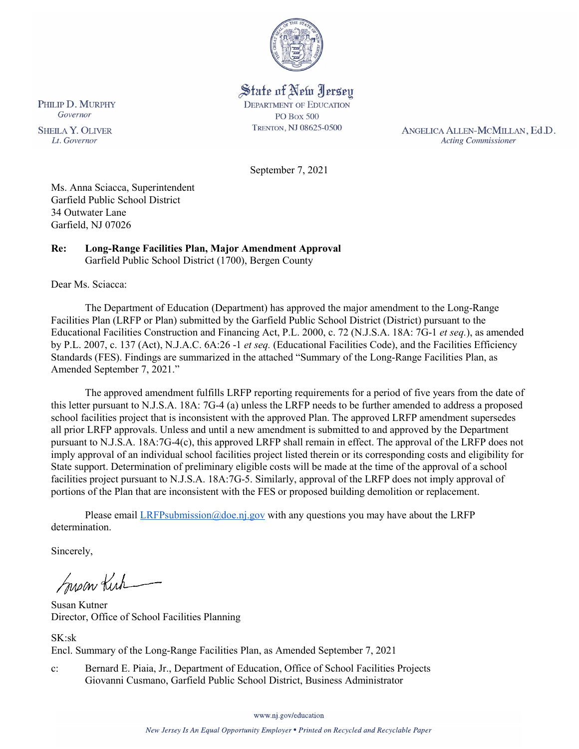State of New Jersey
DEPARTMENT OF EDUCATION
PO Box 500
TRENTON, NJ 08625-0500

PHILIP D. MURPHY
*Governor*

SHEILA Y. OLIVER
*Lt. Governor*

ANGELICA ALLEN-MCMILLAN, Ed.D.
*Acting Commissioner*

September 7, 2021

Ms. Anna Sciacca, Superintendent
Garfield Public School District
34 Outwater Lane
Garfield, NJ 07026

**Re: Long-Range Facilities Plan, Major Amendment Approval**
Garfield Public School District (1700), Bergen County

Dear Ms. Sciacca:

The Department of Education (Department) has approved the major amendment to the Long-Range Facilities Plan (LRFP or Plan) submitted by the Garfield Public School District (District) pursuant to the Educational Facilities Construction and Financing Act, P.L. 2000, c. 72 (N.J.S.A. 18A: 7G-1 *et seq.*), as amended by P.L. 2007, c. 137 (Act), N.J.A.C. 6A:26 -1 *et seq.* (Educational Facilities Code), and the Facilities Efficiency Standards (FES). Findings are summarized in the attached "Summary of the Long-Range Facilities Plan, as Amended September 7, 2021."

The approved amendment fulfills LRFP reporting requirements for a period of five years from the date of this letter pursuant to N.J.S.A. 18A: 7G-4 (a) unless the LRFP needs to be further amended to address a proposed school facilities project that is inconsistent with the approved Plan. The approved LRFP amendment supersedes all prior LRFP approvals. Unless and until a new amendment is submitted to and approved by the Department pursuant to N.J.S.A. 18A:7G-4(c), this approved LRFP shall remain in effect. The approval of the LRFP does not imply approval of an individual school facilities project listed therein or its corresponding costs and eligibility for State support. Determination of preliminary eligible costs will be made at the time of the approval of a school facilities project pursuant to N.J.S.A. 18A:7G-5. Similarly, approval of the LRFP does not imply approval of portions of the Plan that are inconsistent with the FES or proposed building demolition or replacement.

Please email LRFPsubmission@doe.nj.gov with any questions you may have about the LRFP determination.

Sincerely,

Susan Kutner
Director, Office of School Facilities Planning

SK:sk
Encl. Summary of the Long-Range Facilities Plan, as Amended September 7, 2021

c: Bernard E. Piaia, Jr., Department of Education, Office of School Facilities Projects
Giovanni Cusmano, Garfield Public School District, Business Administrator

www.nj.gov/education

*New Jersey Is An Equal Opportunity Employer • Printed on Recycled and Recyclable Paper*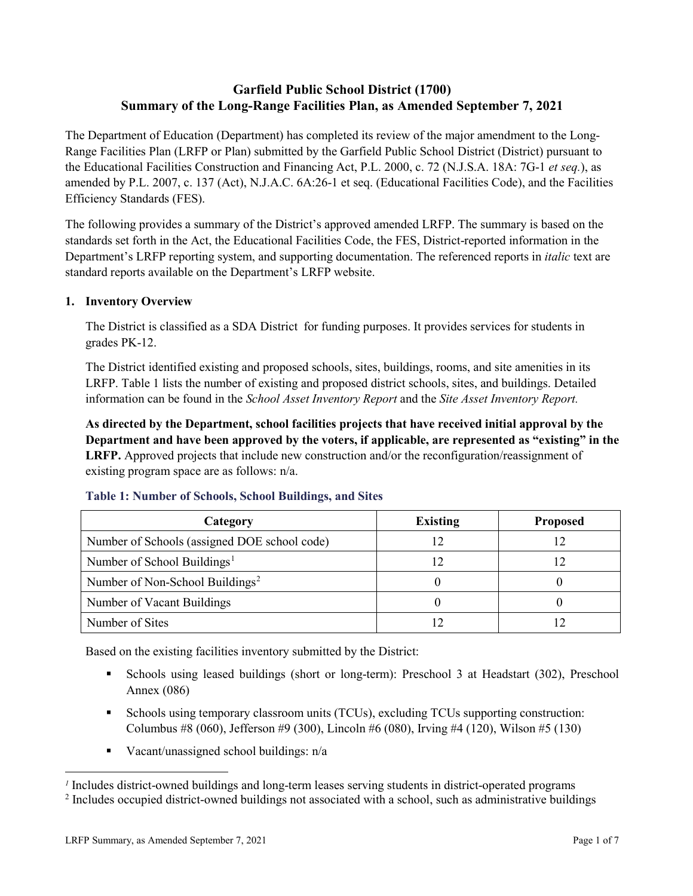# Garfield Public School District (1700)
## Summary of the Long-Range Facilities Plan, as Amended September 7, 2021

The Department of Education (Department) has completed its review of the major amendment to the Long-Range Facilities Plan (LRFP or Plan) submitted by the Garfield Public School District (District) pursuant to the Educational Facilities Construction and Financing Act, P.L. 2000, c. 72 (N.J.S.A. 18A: 7G-1 *et seq.*), as amended by P.L. 2007, c. 137 (Act), N.J.A.C. 6A:26-1 et seq. (Educational Facilities Code), and the Facilities Efficiency Standards (FES).

The following provides a summary of the District's approved amended LRFP. The summary is based on the standards set forth in the Act, the Educational Facilities Code, the FES, District-reported information in the Department's LRFP reporting system, and supporting documentation. The referenced reports in *italic* text are standard reports available on the Department's LRFP website.

### 1. Inventory Overview

The District is classified as a SDA District for funding purposes. It provides services for students in grades PK-12.

The District identified existing and proposed schools, sites, buildings, rooms, and site amenities in its LRFP. Table 1 lists the number of existing and proposed district schools, sites, and buildings. Detailed information can be found in the *School Asset Inventory Report* and the *Site Asset Inventory Report.*

**As directed by the Department, school facilities projects that have received initial approval by the Department and have been approved by the voters, if applicable, are represented as "existing" in the LRFP.** Approved projects that include new construction and/or the reconfiguration/reassignment of existing program space are as follows: n/a.

**Table 1: Number of Schools, School Buildings, and Sites**

| Category | Existing | Proposed |
|---|---|---|
| Number of Schools (assigned DOE school code) | 12 | 12 |
| Number of School Buildings[1] | 12 | 12 |
| Number of Non-School Buildings[2] | 0 | 0 |
| Number of Vacant Buildings | 0 | 0 |
| Number of Sites | 12 | 12 |

Based on the existing facilities inventory submitted by the District:

- Schools using leased buildings (short or long-term): Preschool 3 at Headstart (302), Preschool Annex (086)
- Schools using temporary classroom units (TCUs), excluding TCUs supporting construction: Columbus #8 (060), Jefferson #9 (300), Lincoln #6 (080), Irving #4 (120), Wilson #5 (130)
- Vacant/unassigned school buildings: n/a

---

[1] Includes district-owned buildings and long-term leases serving students in district-operated programs

[2] Includes occupied district-owned buildings not associated with a school, such as administrative buildings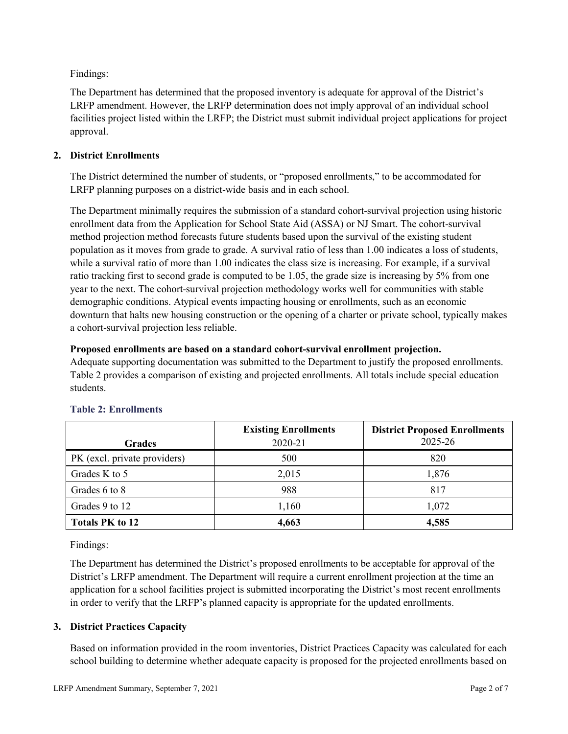Findings:

The Department has determined that the proposed inventory is adequate for approval of the District's LRFP amendment. However, the LRFP determination does not imply approval of an individual school facilities project listed within the LRFP; the District must submit individual project applications for project approval.

## 2. District Enrollments

The District determined the number of students, or "proposed enrollments," to be accommodated for LRFP planning purposes on a district-wide basis and in each school.

The Department minimally requires the submission of a standard cohort-survival projection using historic enrollment data from the Application for School State Aid (ASSA) or NJ Smart. The cohort-survival method projection method forecasts future students based upon the survival of the existing student population as it moves from grade to grade. A survival ratio of less than 1.00 indicates a loss of students, while a survival ratio of more than 1.00 indicates the class size is increasing. For example, if a survival ratio tracking first to second grade is computed to be 1.05, the grade size is increasing by 5% from one year to the next. The cohort-survival projection methodology works well for communities with stable demographic conditions. Atypical events impacting housing or enrollments, such as an economic downturn that halts new housing construction or the opening of a charter or private school, typically makes a cohort-survival projection less reliable.

**Proposed enrollments are based on a standard cohort-survival enrollment projection.**
Adequate supporting documentation was submitted to the Department to justify the proposed enrollments. Table 2 provides a comparison of existing and projected enrollments. All totals include special education students.

### Table 2: Enrollments

| Grades | Existing Enrollments 2020-21 | District Proposed Enrollments 2025-26 |
|---|---|---|
| PK (excl. private providers) | 500 | 820 |
| Grades K to 5 | 2,015 | 1,876 |
| Grades 6 to 8 | 988 | 817 |
| Grades 9 to 12 | 1,160 | 1,072 |
| **Totals PK to 12** | **4,663** | **4,585** |

Findings:

The Department has determined the District's proposed enrollments to be acceptable for approval of the District's LRFP amendment. The Department will require a current enrollment projection at the time an application for a school facilities project is submitted incorporating the District's most recent enrollments in order to verify that the LRFP's planned capacity is appropriate for the updated enrollments.

## 3. District Practices Capacity

Based on information provided in the room inventories, District Practices Capacity was calculated for each school building to determine whether adequate capacity is proposed for the projected enrollments based on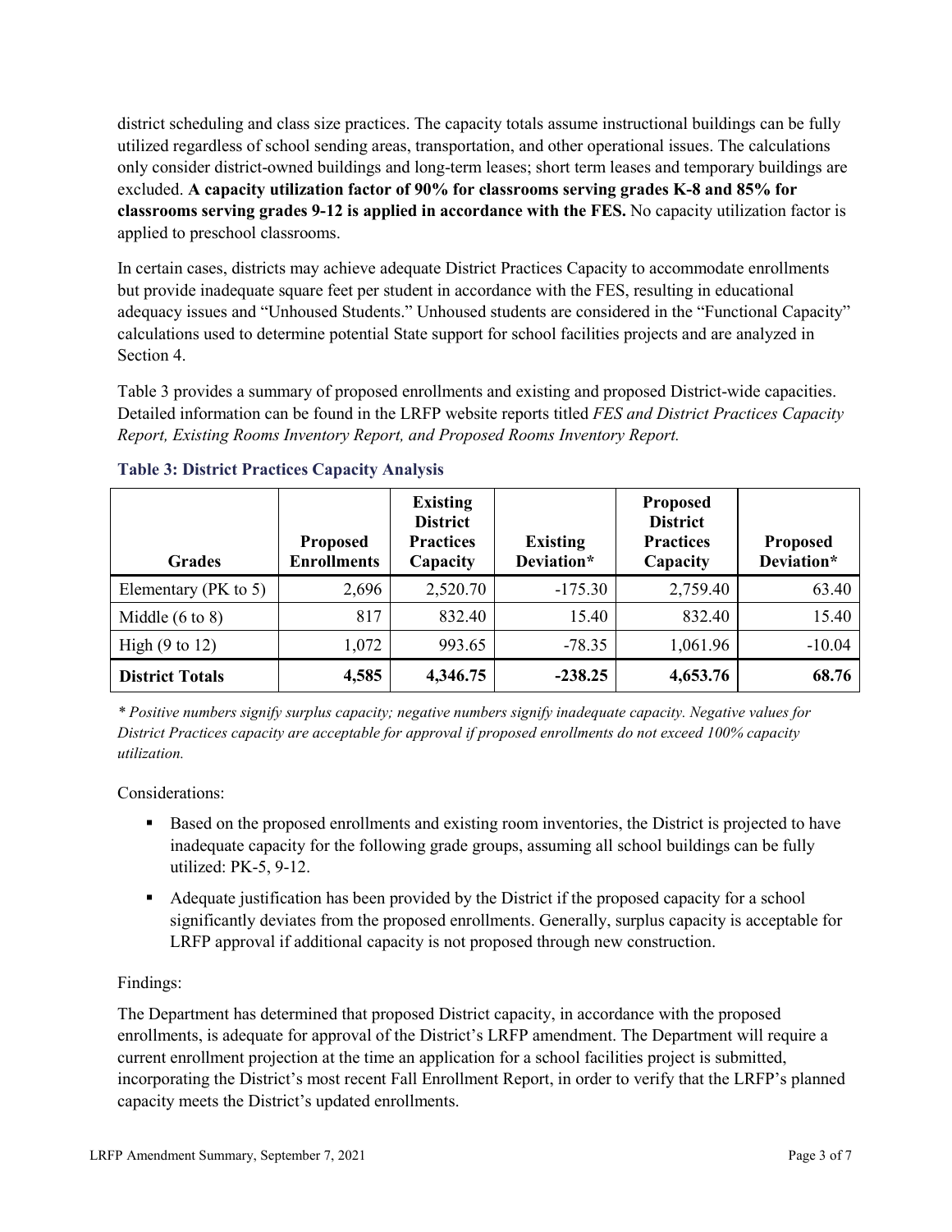district scheduling and class size practices. The capacity totals assume instructional buildings can be fully utilized regardless of school sending areas, transportation, and other operational issues. The calculations only consider district-owned buildings and long-term leases; short term leases and temporary buildings are excluded. **A capacity utilization factor of 90% for classrooms serving grades K-8 and 85% for classrooms serving grades 9-12 is applied in accordance with the FES.** No capacity utilization factor is applied to preschool classrooms.

In certain cases, districts may achieve adequate District Practices Capacity to accommodate enrollments but provide inadequate square feet per student in accordance with the FES, resulting in educational adequacy issues and "Unhoused Students." Unhoused students are considered in the "Functional Capacity" calculations used to determine potential State support for school facilities projects and are analyzed in Section 4.

Table 3 provides a summary of proposed enrollments and existing and proposed District-wide capacities. Detailed information can be found in the LRFP website reports titled *FES and District Practices Capacity Report, Existing Rooms Inventory Report, and Proposed Rooms Inventory Report.*

### Table 3: District Practices Capacity Analysis

| Grades | Proposed Enrollments | Existing District Practices Capacity | Existing Deviation* | Proposed District Practices Capacity | Proposed Deviation* |
|---|---|---|---|---|---|
| Elementary (PK to 5) | 2,696 | 2,520.70 | -175.30 | 2,759.40 | 63.40 |
| Middle (6 to 8) | 817 | 832.40 | 15.40 | 832.40 | 15.40 |
| High (9 to 12) | 1,072 | 993.65 | -78.35 | 1,061.96 | -10.04 |
| **District Totals** | **4,585** | **4,346.75** | **-238.25** | **4,653.76** | **68.76** |

*\* Positive numbers signify surplus capacity; negative numbers signify inadequate capacity. Negative values for District Practices capacity are acceptable for approval if proposed enrollments do not exceed 100% capacity utilization.*

Considerations:

- Based on the proposed enrollments and existing room inventories, the District is projected to have inadequate capacity for the following grade groups, assuming all school buildings can be fully utilized: PK-5, 9-12.
- Adequate justification has been provided by the District if the proposed capacity for a school significantly deviates from the proposed enrollments. Generally, surplus capacity is acceptable for LRFP approval if additional capacity is not proposed through new construction.

Findings:

The Department has determined that proposed District capacity, in accordance with the proposed enrollments, is adequate for approval of the District's LRFP amendment. The Department will require a current enrollment projection at the time an application for a school facilities project is submitted, incorporating the District's most recent Fall Enrollment Report, in order to verify that the LRFP's planned capacity meets the District's updated enrollments.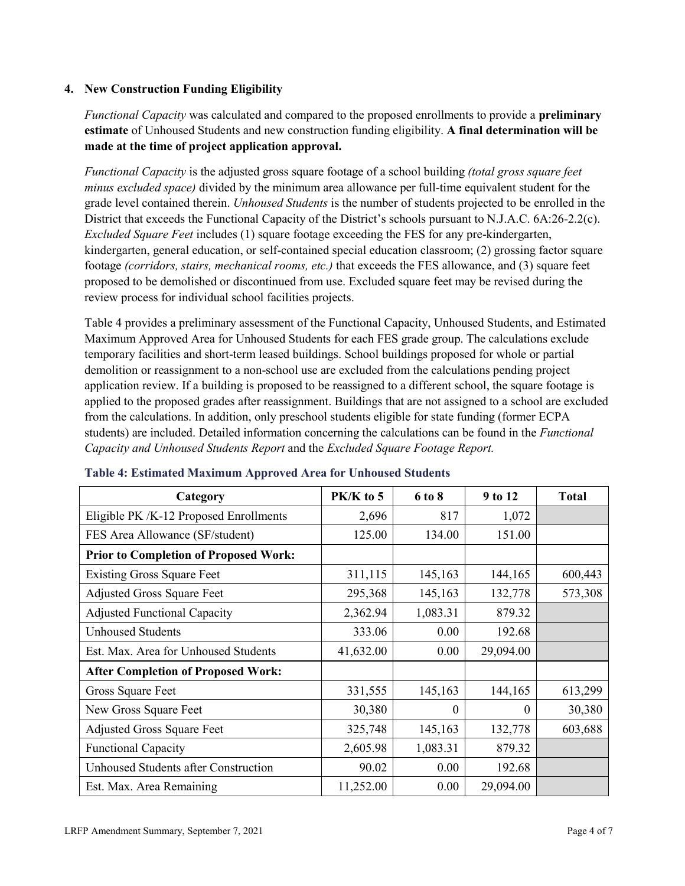### 4. New Construction Funding Eligibility

*Functional Capacity* was calculated and compared to the proposed enrollments to provide a **preliminary estimate** of Unhoused Students and new construction funding eligibility. **A final determination will be made at the time of project application approval.**

*Functional Capacity* is the adjusted gross square footage of a school building *(total gross square feet minus excluded space)* divided by the minimum area allowance per full-time equivalent student for the grade level contained therein. *Unhoused Students* is the number of students projected to be enrolled in the District that exceeds the Functional Capacity of the District's schools pursuant to N.J.A.C. 6A:26-2.2(c). *Excluded Square Feet* includes (1) square footage exceeding the FES for any pre-kindergarten, kindergarten, general education, or self-contained special education classroom; (2) grossing factor square footage *(corridors, stairs, mechanical rooms, etc.)* that exceeds the FES allowance, and (3) square feet proposed to be demolished or discontinued from use. Excluded square feet may be revised during the review process for individual school facilities projects.

Table 4 provides a preliminary assessment of the Functional Capacity, Unhoused Students, and Estimated Maximum Approved Area for Unhoused Students for each FES grade group. The calculations exclude temporary facilities and short-term leased buildings. School buildings proposed for whole or partial demolition or reassignment to a non-school use are excluded from the calculations pending project application review. If a building is proposed to be reassigned to a different school, the square footage is applied to the proposed grades after reassignment. Buildings that are not assigned to a school are excluded from the calculations. In addition, only preschool students eligible for state funding (former ECPA students) are included. Detailed information concerning the calculations can be found in the *Functional Capacity and Unhoused Students Report* and the *Excluded Square Footage Report.*

**Table 4: Estimated Maximum Approved Area for Unhoused Students**

| Category | PK/K to 5 | 6 to 8 | 9 to 12 | Total |
|---|---|---|---|---|
| Eligible PK /K-12 Proposed Enrollments | 2,696 | 817 | 1,072 | |
| FES Area Allowance (SF/student) | 125.00 | 134.00 | 151.00 | |
| **Prior to Completion of Proposed Work:** | | | | |
| Existing Gross Square Feet | 311,115 | 145,163 | 144,165 | 600,443 |
| Adjusted Gross Square Feet | 295,368 | 145,163 | 132,778 | 573,308 |
| Adjusted Functional Capacity | 2,362.94 | 1,083.31 | 879.32 | |
| Unhoused Students | 333.06 | 0.00 | 192.68 | |
| Est. Max. Area for Unhoused Students | 41,632.00 | 0.00 | 29,094.00 | |
| **After Completion of Proposed Work:** | | | | |
| Gross Square Feet | 331,555 | 145,163 | 144,165 | 613,299 |
| New Gross Square Feet | 30,380 | 0 | 0 | 30,380 |
| Adjusted Gross Square Feet | 325,748 | 145,163 | 132,778 | 603,688 |
| Functional Capacity | 2,605.98 | 1,083.31 | 879.32 | |
| Unhoused Students after Construction | 90.02 | 0.00 | 192.68 | |
| Est. Max. Area Remaining | 11,252.00 | 0.00 | 29,094.00 | |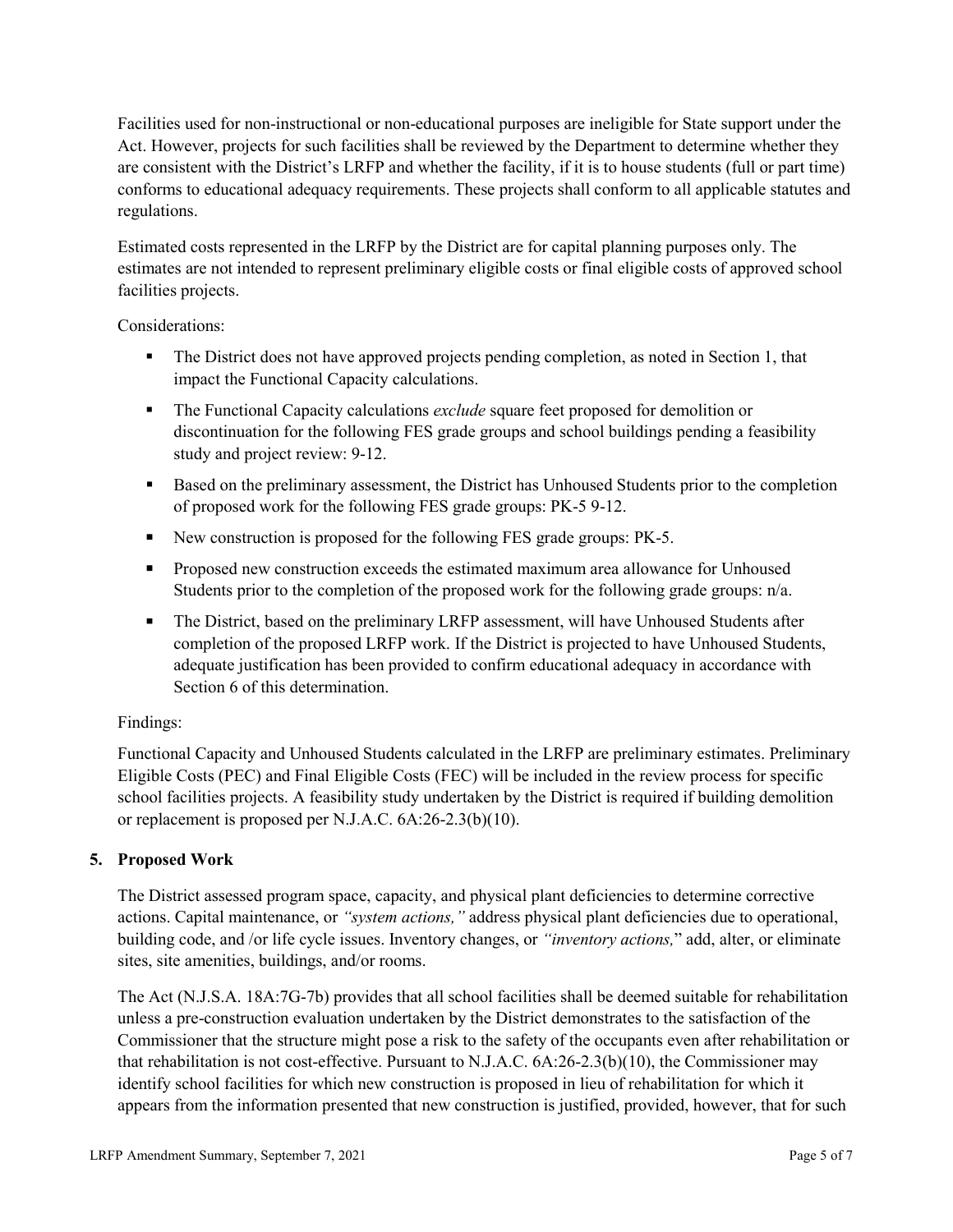Facilities used for non-instructional or non-educational purposes are ineligible for State support under the Act. However, projects for such facilities shall be reviewed by the Department to determine whether they are consistent with the District's LRFP and whether the facility, if it is to house students (full or part time) conforms to educational adequacy requirements. These projects shall conform to all applicable statutes and regulations.

Estimated costs represented in the LRFP by the District are for capital planning purposes only. The estimates are not intended to represent preliminary eligible costs or final eligible costs of approved school facilities projects.

Considerations:

- The District does not have approved projects pending completion, as noted in Section 1, that impact the Functional Capacity calculations.
- The Functional Capacity calculations *exclude* square feet proposed for demolition or discontinuation for the following FES grade groups and school buildings pending a feasibility study and project review: 9-12.
- Based on the preliminary assessment, the District has Unhoused Students prior to the completion of proposed work for the following FES grade groups: PK-5 9-12.
- New construction is proposed for the following FES grade groups: PK-5.
- Proposed new construction exceeds the estimated maximum area allowance for Unhoused Students prior to the completion of the proposed work for the following grade groups: n/a.
- The District, based on the preliminary LRFP assessment, will have Unhoused Students after completion of the proposed LRFP work. If the District is projected to have Unhoused Students, adequate justification has been provided to confirm educational adequacy in accordance with Section 6 of this determination.

Findings:

Functional Capacity and Unhoused Students calculated in the LRFP are preliminary estimates. Preliminary Eligible Costs (PEC) and Final Eligible Costs (FEC) will be included in the review process for specific school facilities projects. A feasibility study undertaken by the District is required if building demolition or replacement is proposed per N.J.A.C. 6A:26-2.3(b)(10).

## 5. Proposed Work

The District assessed program space, capacity, and physical plant deficiencies to determine corrective actions. Capital maintenance, or *"system actions,"* address physical plant deficiencies due to operational, building code, and /or life cycle issues. Inventory changes, or *"inventory actions,"* add, alter, or eliminate sites, site amenities, buildings, and/or rooms.

The Act (N.J.S.A. 18A:7G-7b) provides that all school facilities shall be deemed suitable for rehabilitation unless a pre-construction evaluation undertaken by the District demonstrates to the satisfaction of the Commissioner that the structure might pose a risk to the safety of the occupants even after rehabilitation or that rehabilitation is not cost-effective. Pursuant to N.J.A.C. 6A:26-2.3(b)(10), the Commissioner may identify school facilities for which new construction is proposed in lieu of rehabilitation for which it appears from the information presented that new construction is justified, provided, however, that for such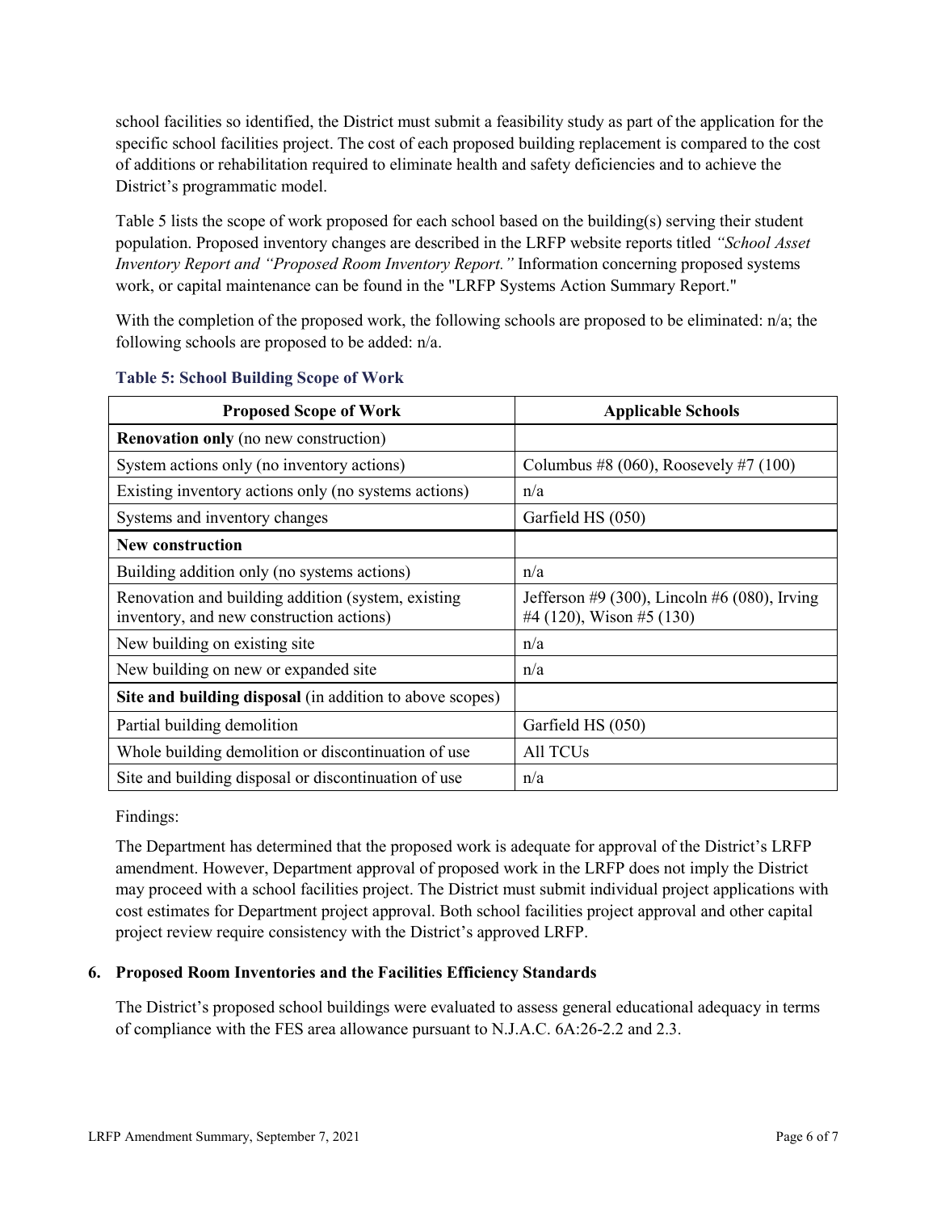school facilities so identified, the District must submit a feasibility study as part of the application for the specific school facilities project. The cost of each proposed building replacement is compared to the cost of additions or rehabilitation required to eliminate health and safety deficiencies and to achieve the District's programmatic model.

Table 5 lists the scope of work proposed for each school based on the building(s) serving their student population. Proposed inventory changes are described in the LRFP website reports titled *"School Asset Inventory Report and "Proposed Room Inventory Report."* Information concerning proposed systems work, or capital maintenance can be found in the "LRFP Systems Action Summary Report."

With the completion of the proposed work, the following schools are proposed to be eliminated: n/a; the following schools are proposed to be added: n/a.

**Table 5: School Building Scope of Work**

| Proposed Scope of Work | Applicable Schools |
|---|---|
| **Renovation only** (no new construction) | |
| System actions only (no inventory actions) | Columbus #8 (060), Roosevely #7 (100) |
| Existing inventory actions only (no systems actions) | n/a |
| Systems and inventory changes | Garfield HS (050) |
| **New construction** | |
| Building addition only (no systems actions) | n/a |
| Renovation and building addition (system, existing inventory, and new construction actions) | Jefferson #9 (300), Lincoln #6 (080), Irving #4 (120), Wison #5 (130) |
| New building on existing site | n/a |
| New building on new or expanded site | n/a |
| **Site and building disposal** (in addition to above scopes) | |
| Partial building demolition | Garfield HS (050) |
| Whole building demolition or discontinuation of use | All TCUs |
| Site and building disposal or discontinuation of use | n/a |

Findings:

The Department has determined that the proposed work is adequate for approval of the District's LRFP amendment. However, Department approval of proposed work in the LRFP does not imply the District may proceed with a school facilities project. The District must submit individual project applications with cost estimates for Department project approval. Both school facilities project approval and other capital project review require consistency with the District's approved LRFP.

### 6. Proposed Room Inventories and the Facilities Efficiency Standards

The District's proposed school buildings were evaluated to assess general educational adequacy in terms of compliance with the FES area allowance pursuant to N.J.A.C. 6A:26-2.2 and 2.3.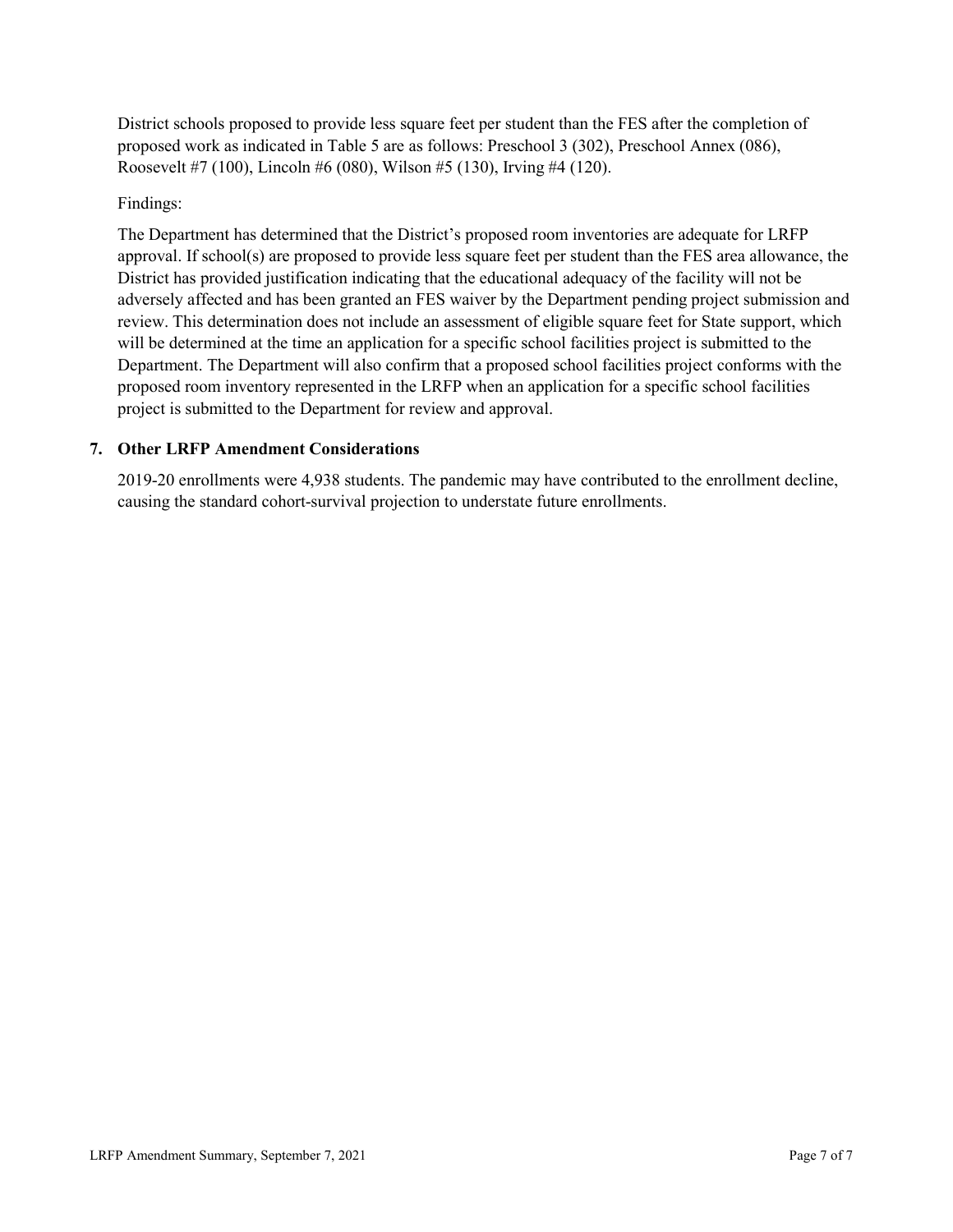District schools proposed to provide less square feet per student than the FES after the completion of proposed work as indicated in Table 5 are as follows: Preschool 3 (302), Preschool Annex (086), Roosevelt #7 (100), Lincoln #6 (080), Wilson #5 (130), Irving #4 (120).

Findings:

The Department has determined that the District's proposed room inventories are adequate for LRFP approval. If school(s) are proposed to provide less square feet per student than the FES area allowance, the District has provided justification indicating that the educational adequacy of the facility will not be adversely affected and has been granted an FES waiver by the Department pending project submission and review. This determination does not include an assessment of eligible square feet for State support, which will be determined at the time an application for a specific school facilities project is submitted to the Department. The Department will also confirm that a proposed school facilities project conforms with the proposed room inventory represented in the LRFP when an application for a specific school facilities project is submitted to the Department for review and approval.

## 7. Other LRFP Amendment Considerations

2019-20 enrollments were 4,938 students. The pandemic may have contributed to the enrollment decline, causing the standard cohort-survival projection to understate future enrollments.